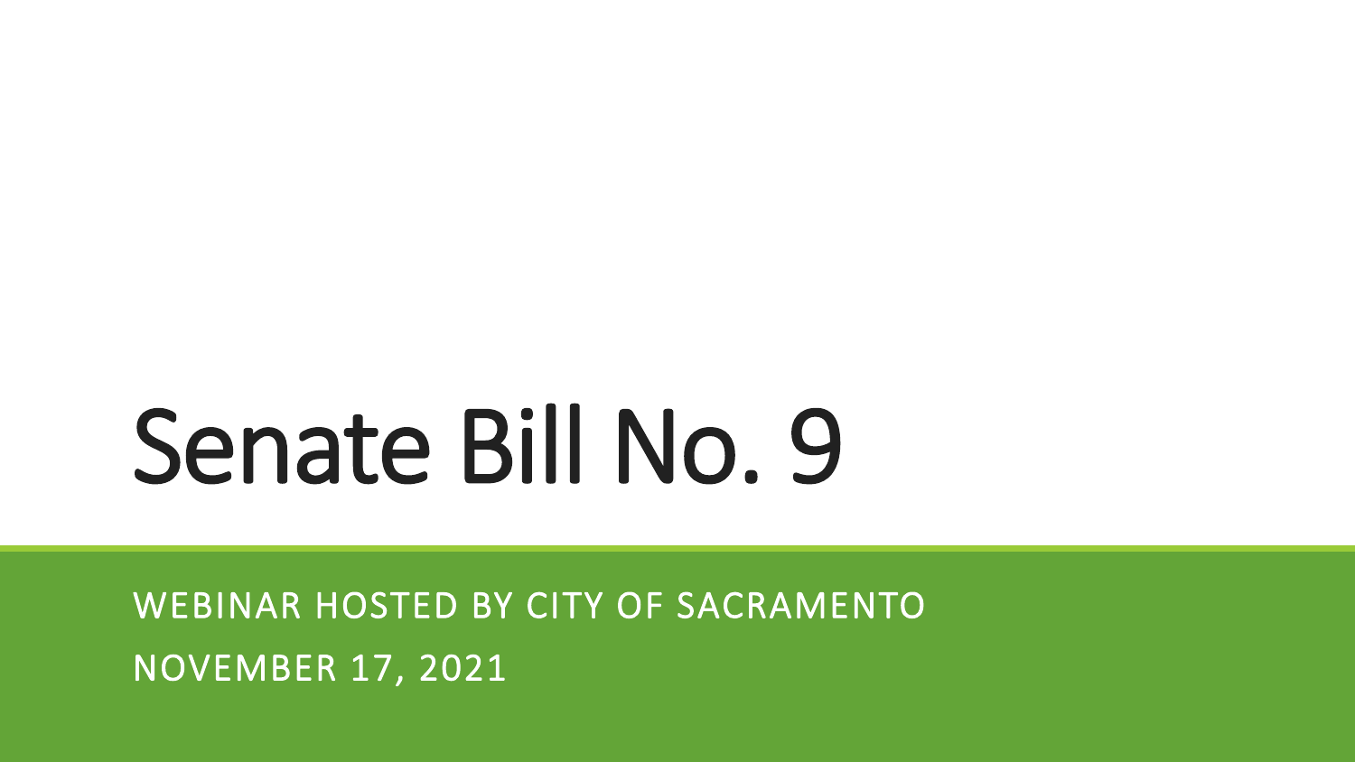# Senate Bill No. 9

WEBINAR HOSTED BY CITY OF SACRAMENTO

NOVEMBER 17, 2021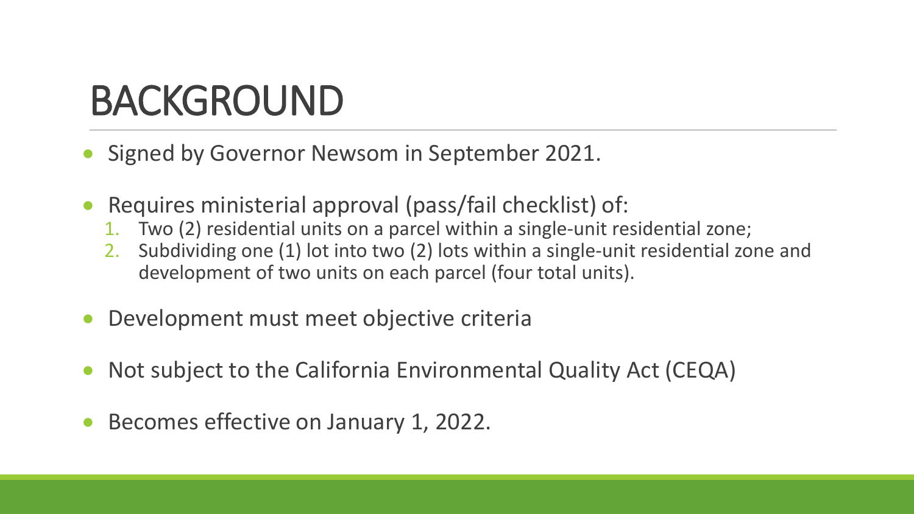# BACKGROUND

- Signed by Governor Newsom in September 2021.
- Requires ministerial approval (pass/fail checklist) of:
  1. Two (2) residential units on a parcel within a single-unit residential zone;
  2. Subdividing one (1) lot into two (2) lots within a single-unit residential zone and development of two units on each parcel (four total units).
- Development must meet objective criteria
- Not subject to the California Environmental Quality Act (CEQA)
- Becomes effective on January 1, 2022.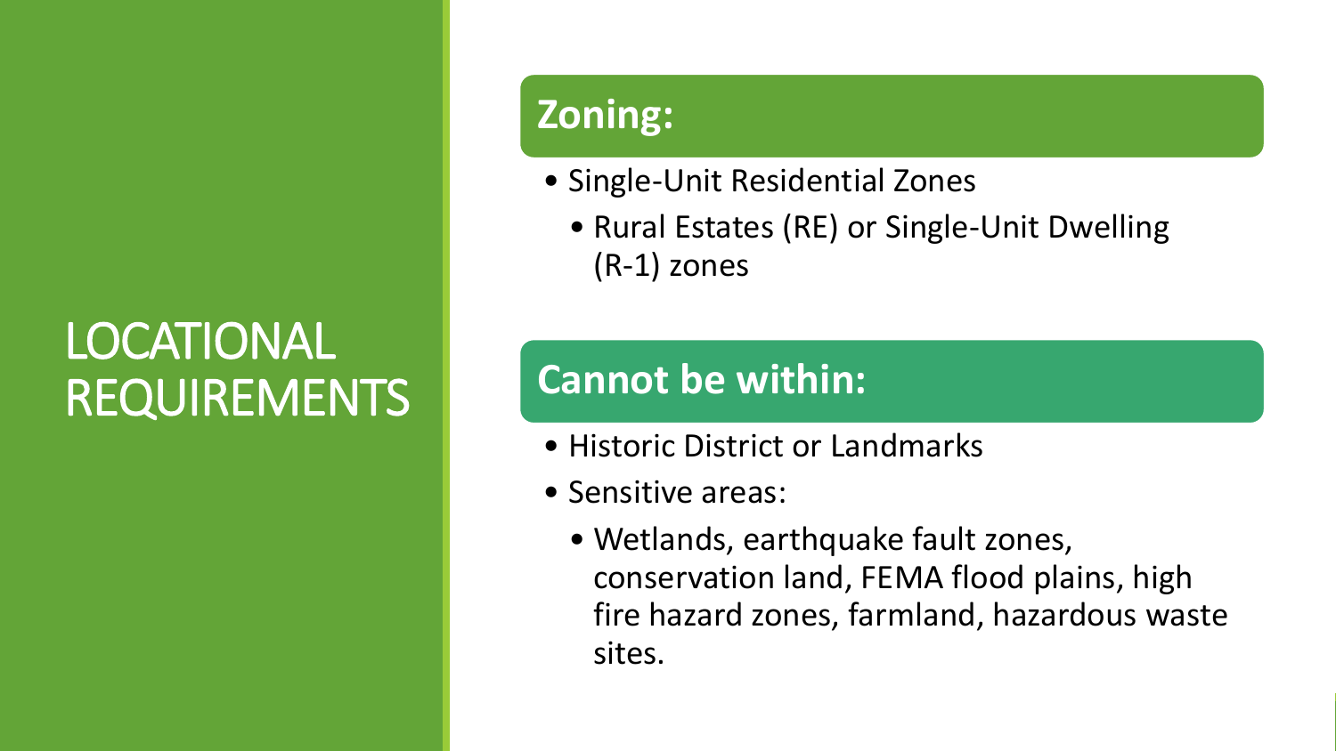# LOCATIONAL REQUIREMENTS

## Zoning:

- Single-Unit Residential Zones
  - Rural Estates (RE) or Single-Unit Dwelling (R-1) zones

## Cannot be within:

- Historic District or Landmarks
- Sensitive areas:
  - Wetlands, earthquake fault zones, conservation land, FEMA flood plains, high fire hazard zones, farmland, hazardous waste sites.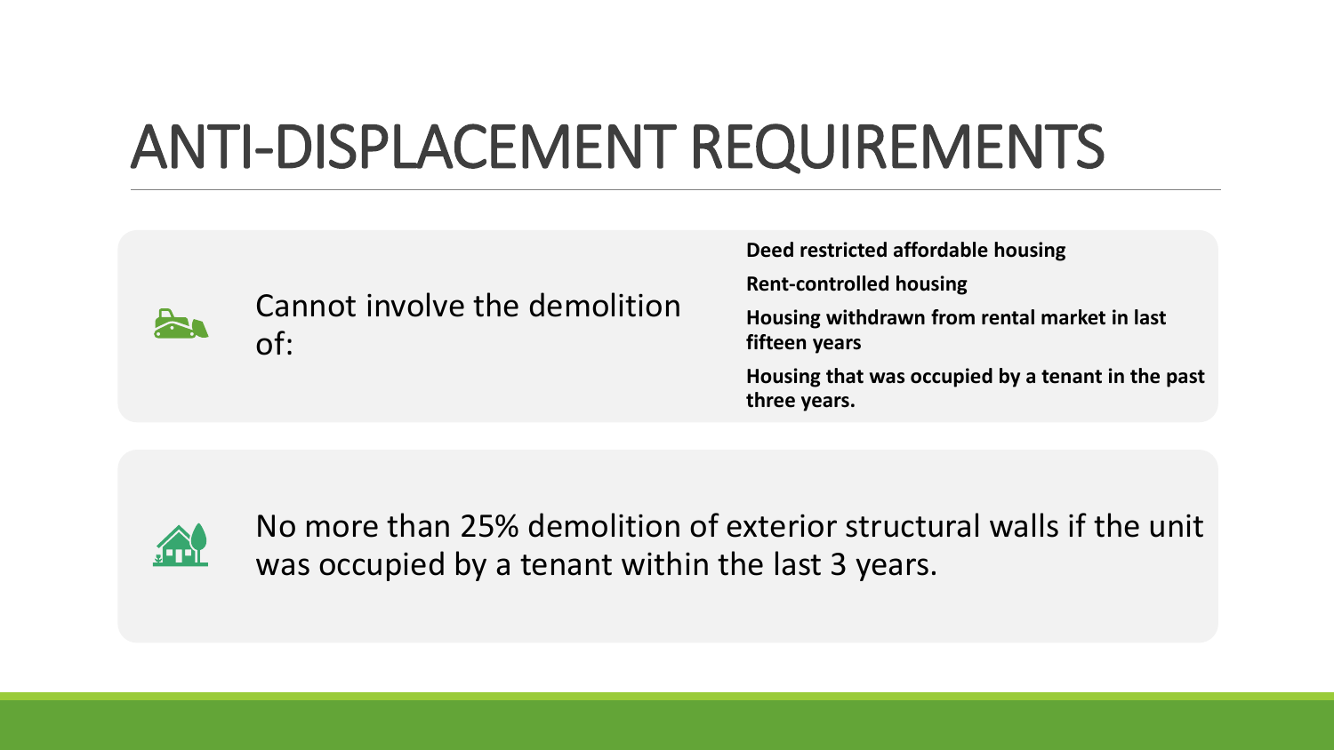# ANTI-DISPLACEMENT REQUIREMENTS

Cannot involve the demolition of:

- **Deed restricted affordable housing**
- **Rent-controlled housing**
- **Housing withdrawn from rental market in last fifteen years**
- **Housing that was occupied by a tenant in the past three years.**

No more than 25% demolition of exterior structural walls if the unit was occupied by a tenant within the last 3 years.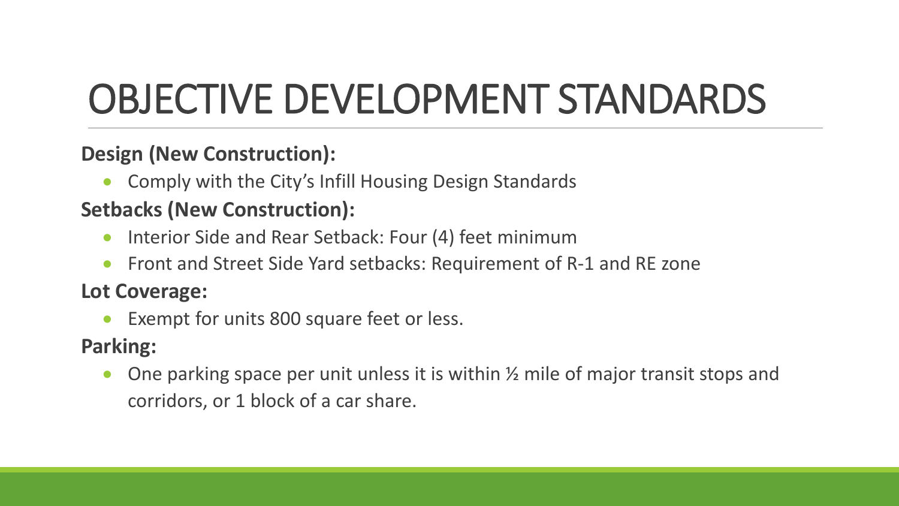# OBJECTIVE DEVELOPMENT STANDARDS

**Design (New Construction):**

- Comply with the City's Infill Housing Design Standards

**Setbacks (New Construction):**

- Interior Side and Rear Setback: Four (4) feet minimum
- Front and Street Side Yard setbacks: Requirement of R-1 and RE zone

**Lot Coverage:**

- Exempt for units 800 square feet or less.

**Parking:**

- One parking space per unit unless it is within ½ mile of major transit stops and corridors, or 1 block of a car share.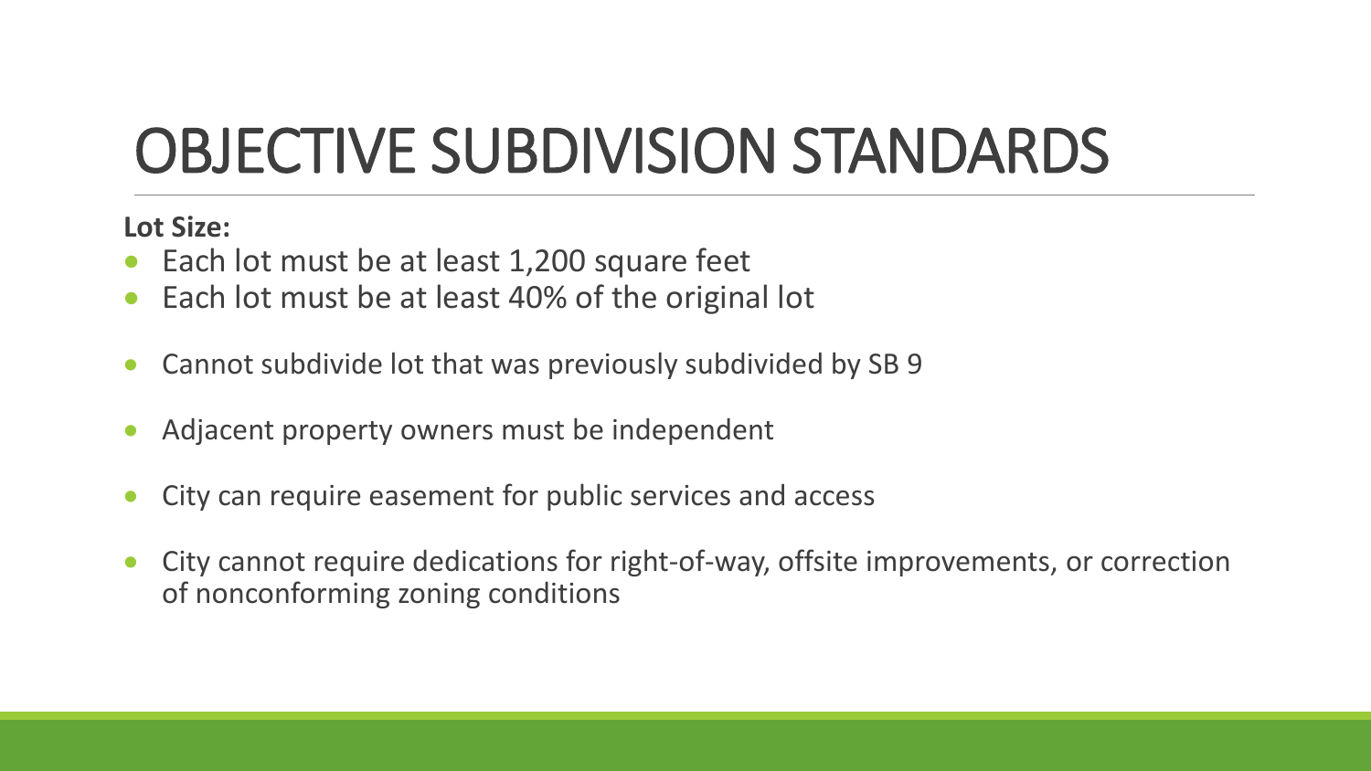# OBJECTIVE SUBDIVISION STANDARDS

**Lot Size:**

- Each lot must be at least 1,200 square feet
- Each lot must be at least 40% of the original lot

- Cannot subdivide lot that was previously subdivided by SB 9

- Adjacent property owners must be independent

- City can require easement for public services and access

- City cannot require dedications for right-of-way, offsite improvements, or correction of nonconforming zoning conditions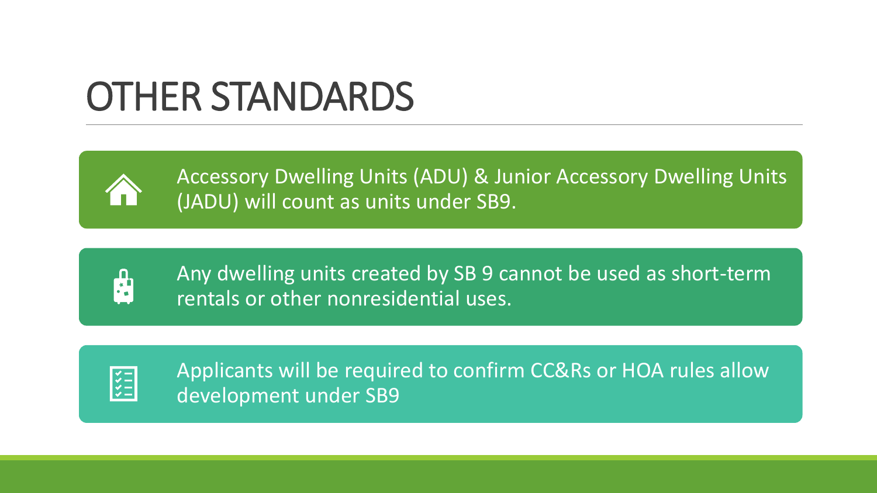# OTHER STANDARDS

- Accessory Dwelling Units (ADU) & Junior Accessory Dwelling Units (JADU) will count as units under SB9.
- Any dwelling units created by SB 9 cannot be used as short-term rentals or other nonresidential uses.
- Applicants will be required to confirm CC&Rs or HOA rules allow development under SB9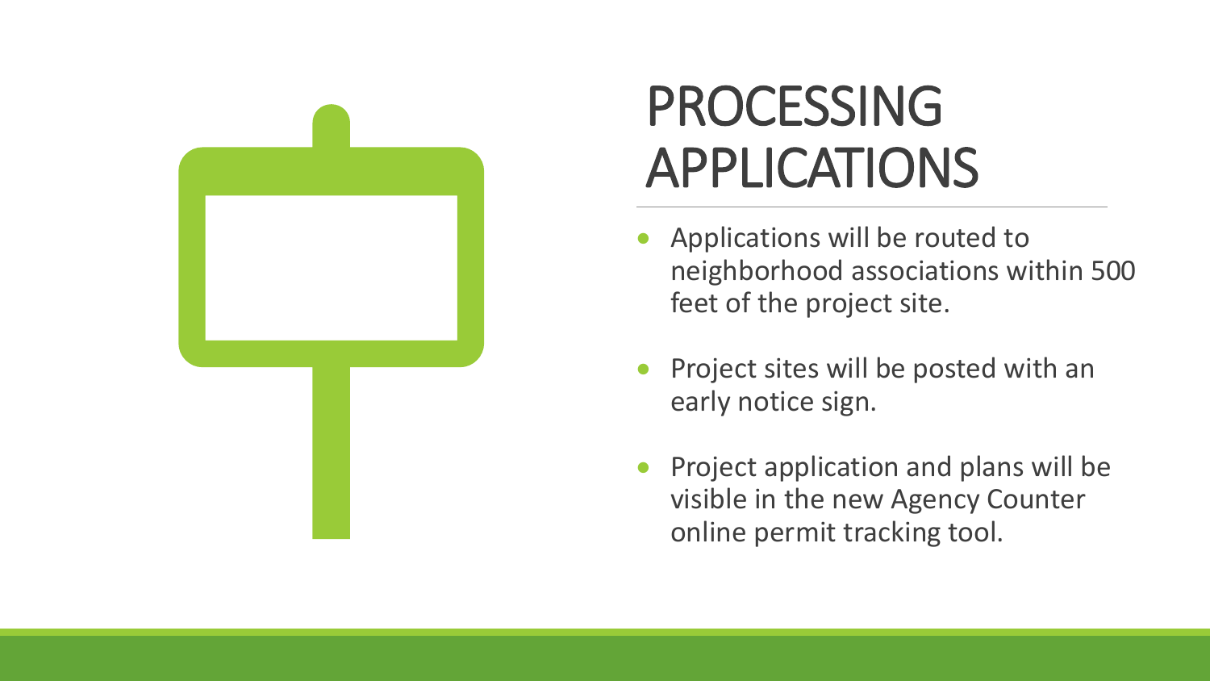# PROCESSING APPLICATIONS

- Applications will be routed to neighborhood associations within 500 feet of the project site.
- Project sites will be posted with an early notice sign.
- Project application and plans will be visible in the new Agency Counter online permit tracking tool.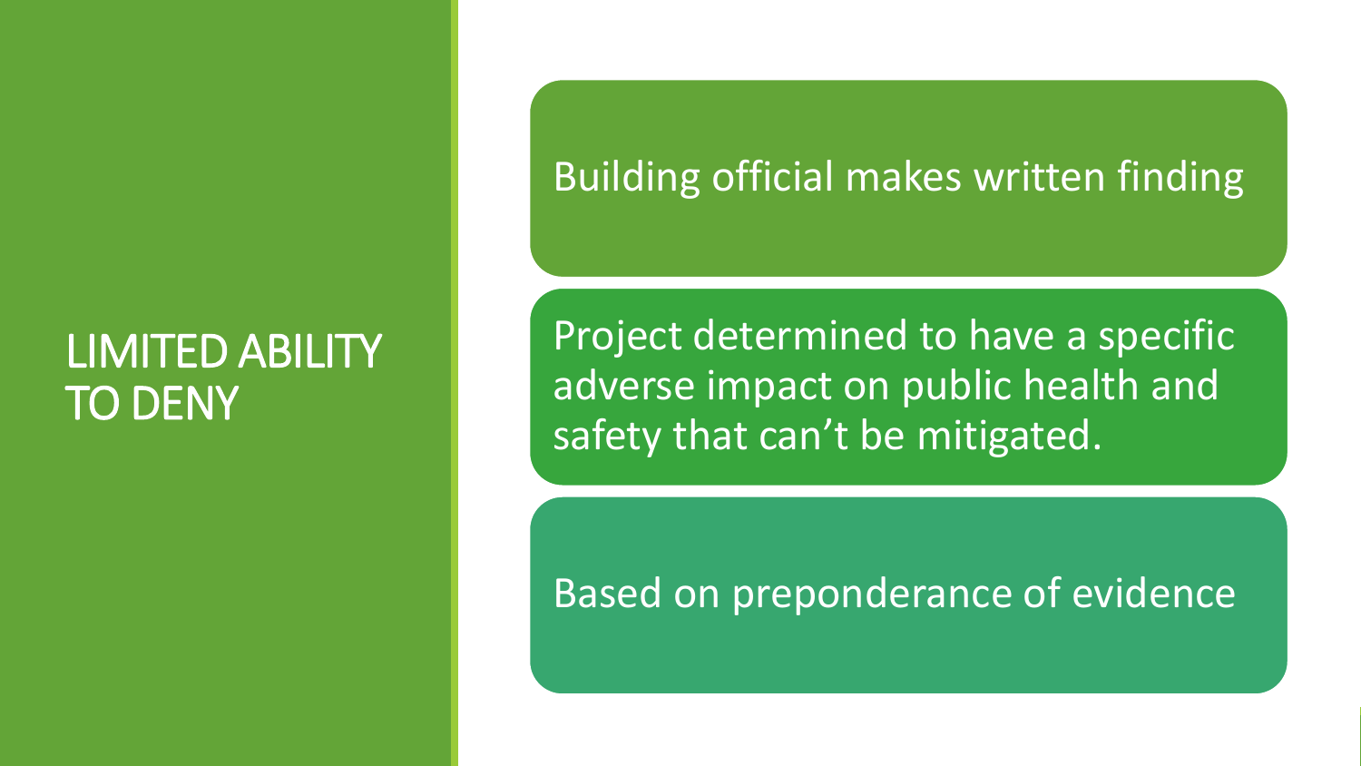# LIMITED ABILITY TO DENY

- Building official makes written finding
- Project determined to have a specific adverse impact on public health and safety that can't be mitigated.
- Based on preponderance of evidence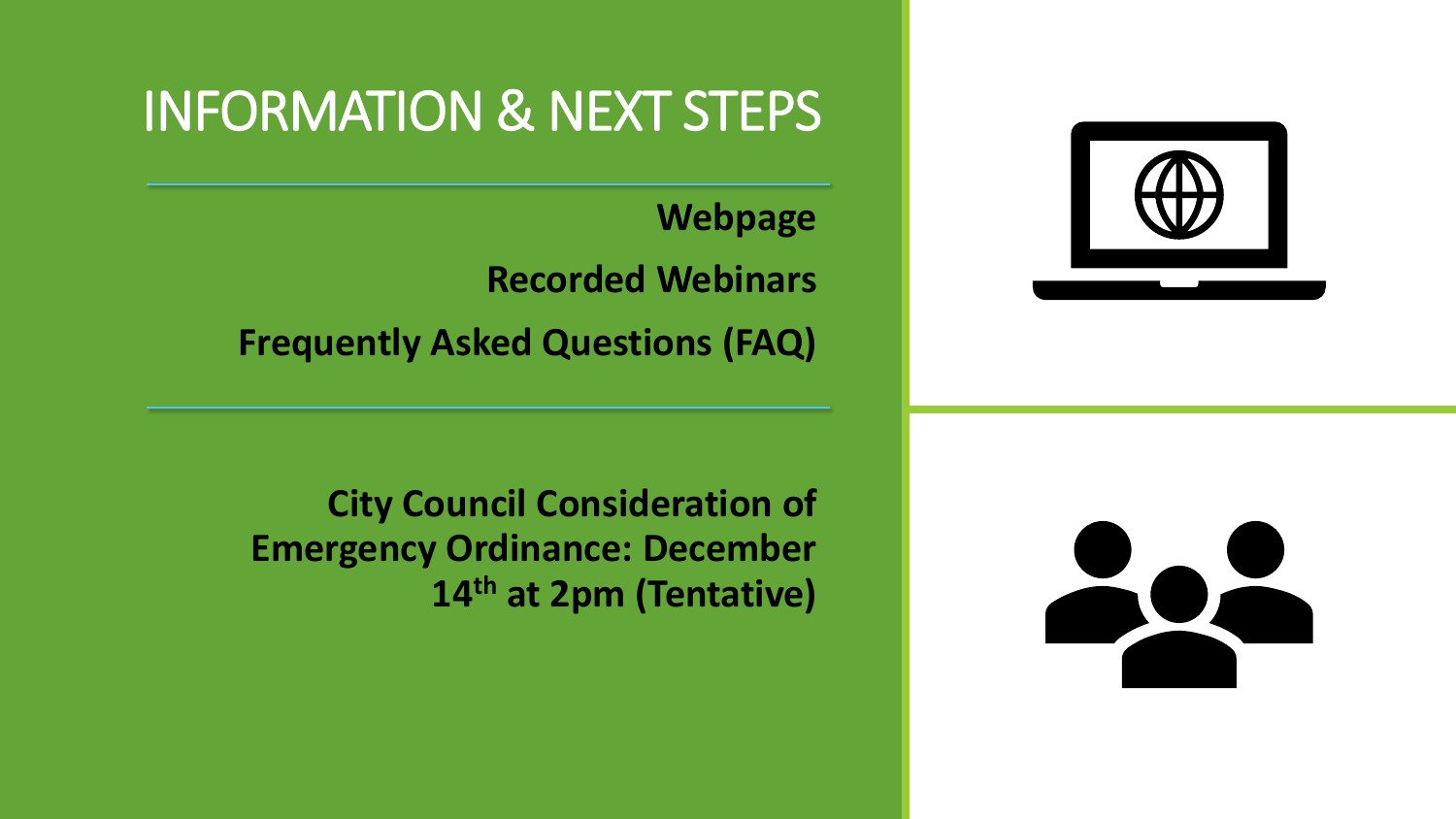# INFORMATION & NEXT STEPS

**Webpage**

**Recorded Webinars**

**Frequently Asked Questions (FAQ)**

**City Council Consideration of Emergency Ordinance: December 14th at 2pm (Tentative)**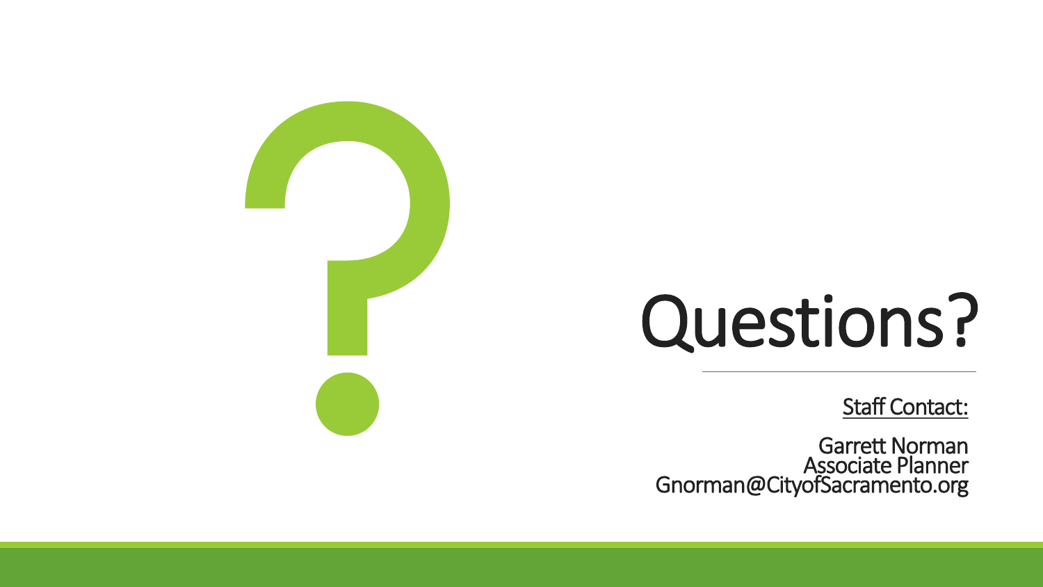# Questions?

Staff Contact:

Garrett Norman
Associate Planner
Gnorman@CityofSacramento.org